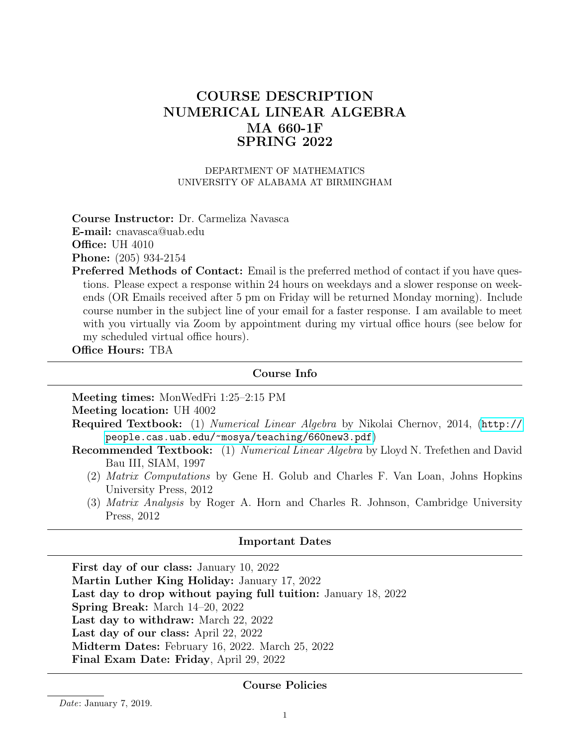# COURSE DESCRIPTION
# NUMERICAL LINEAR ALGEBRA
# MA 660-1F
# SPRING 2022

DEPARTMENT OF MATHEMATICS
UNIVERSITY OF ALABAMA AT BIRMINGHAM

**Course Instructor:** Dr. Carmeliza Navasca

**E-mail:** cnavasca@uab.edu

**Office:** UH 4010

**Phone:** (205) 934-2154

**Preferred Methods of Contact:** Email is the preferred method of contact if you have questions. Please expect a response within 24 hours on weekdays and a slower response on weekends (OR Emails received after 5 pm on Friday will be returned Monday morning). Include course number in the subject line of your email for a faster response. I am available to meet with you virtually via Zoom by appointment during my virtual office hours (see below for my scheduled virtual office hours).

**Office Hours:** TBA

---

## Course Info

---

**Meeting times:** MonWedFri 1:25–2:15 PM

**Meeting location:** UH 4002

**Required Textbook:** (1) *Numerical Linear Algebra* by Nikolai Chernov, 2014, (http://people.cas.uab.edu/~mosya/teaching/660new3.pdf)

**Recommended Textbook:** (1) *Numerical Linear Algebra* by Lloyd N. Trefethen and David Bau III, SIAM, 1997

(2) *Matrix Computations* by Gene H. Golub and Charles F. Van Loan, Johns Hopkins University Press, 2012

(3) *Matrix Analysis* by Roger A. Horn and Charles R. Johnson, Cambridge University Press, 2012

---

## Important Dates

---

**First day of our class:** January 10, 2022

**Martin Luther King Holiday:** January 17, 2022

**Last day to drop without paying full tuition:** January 18, 2022

**Spring Break:** March 14–20, 2022

**Last day to withdraw:** March 22, 2022

**Last day of our class:** April 22, 2022

**Midterm Dates:** February 16, 2022. March 25, 2022

**Final Exam Date: Friday**, April 29, 2022

---

## Course Policies

*Date*: January 7, 2019.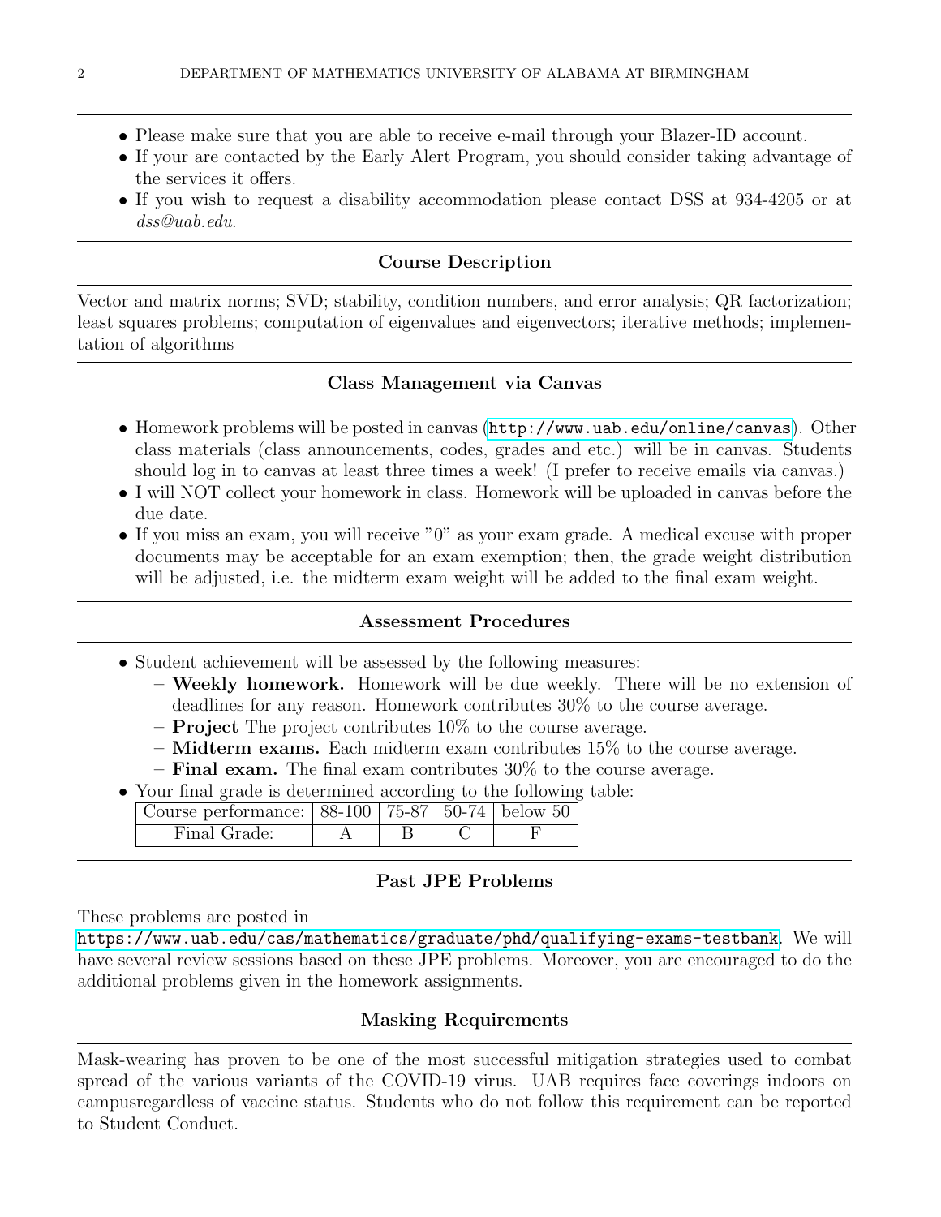- Please make sure that you are able to receive e-mail through your Blazer-ID account.
- If your are contacted by the Early Alert Program, you should consider taking advantage of the services it offers.
- If you wish to request a disability accommodation please contact DSS at 934-4205 or at *dss@uab.edu*.

## Course Description

Vector and matrix norms; SVD; stability, condition numbers, and error analysis; QR factorization; least squares problems; computation of eigenvalues and eigenvectors; iterative methods; implementation of algorithms

## Class Management via Canvas

- Homework problems will be posted in canvas (`http://www.uab.edu/online/canvas`). Other class materials (class announcements, codes, grades and etc.) will be in canvas. Students should log in to canvas at least three times a week! (I prefer to receive emails via canvas.)
- I will NOT collect your homework in class. Homework will be uploaded in canvas before the due date.
- If you miss an exam, you will receive "0" as your exam grade. A medical excuse with proper documents may be acceptable for an exam exemption; then, the grade weight distribution will be adjusted, i.e. the midterm exam weight will be added to the final exam weight.

## Assessment Procedures

- Student achievement will be assessed by the following measures:
  - **Weekly homework.** Homework will be due weekly. There will be no extension of deadlines for any reason. Homework contributes 30% to the course average.
  - **Project** The project contributes 10% to the course average.
  - **Midterm exams.** Each midterm exam contributes 15% to the course average.
  - **Final exam.** The final exam contributes 30% to the course average.
- Your final grade is determined according to the following table:

| Course performance: | 88-100 | 75-87 | 50-74 | below 50 |
|---|---|---|---|---|
| Final Grade: | A | B | C | F |

## Past JPE Problems

These problems are posted in `https://www.uab.edu/cas/mathematics/graduate/phd/qualifying-exams-testbank`. We will have several review sessions based on these JPE problems. Moreover, you are encouraged to do the additional problems given in the homework assignments.

## Masking Requirements

Mask-wearing has proven to be one of the most successful mitigation strategies used to combat spread of the various variants of the COVID-19 virus. UAB requires face coverings indoors on campusregardless of vaccine status. Students who do not follow this requirement can be reported to Student Conduct.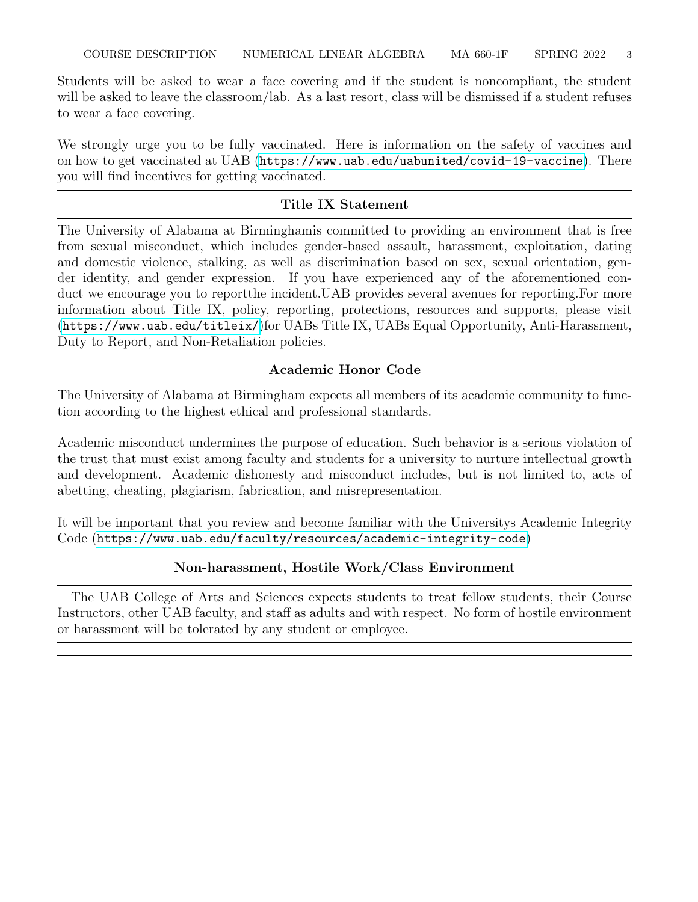Students will be asked to wear a face covering and if the student is noncompliant, the student will be asked to leave the classroom/lab. As a last resort, class will be dismissed if a student refuses to wear a face covering.

We strongly urge you to be fully vaccinated. Here is information on the safety of vaccines and on how to get vaccinated at UAB (https://www.uab.edu/uabunited/covid-19-vaccine). There you will find incentives for getting vaccinated.

## Title IX Statement

The University of Alabama at Birminghamis committed to providing an environment that is free from sexual misconduct, which includes gender-based assault, harassment, exploitation, dating and domestic violence, stalking, as well as discrimination based on sex, sexual orientation, gender identity, and gender expression. If you have experienced any of the aforementioned conduct we encourage you to reportthe incident.UAB provides several avenues for reporting.For more information about Title IX, policy, reporting, protections, resources and supports, please visit (https://www.uab.edu/titleix/)for UABs Title IX, UABs Equal Opportunity, Anti-Harassment, Duty to Report, and Non-Retaliation policies.

## Academic Honor Code

The University of Alabama at Birmingham expects all members of its academic community to function according to the highest ethical and professional standards.

Academic misconduct undermines the purpose of education. Such behavior is a serious violation of the trust that must exist among faculty and students for a university to nurture intellectual growth and development. Academic dishonesty and misconduct includes, but is not limited to, acts of abetting, cheating, plagiarism, fabrication, and misrepresentation.

It will be important that you review and become familiar with the Universitys Academic Integrity Code (https://www.uab.edu/faculty/resources/academic-integrity-code)

## Non-harassment, Hostile Work/Class Environment

The UAB College of Arts and Sciences expects students to treat fellow students, their Course Instructors, other UAB faculty, and staff as adults and with respect. No form of hostile environment or harassment will be tolerated by any student or employee.